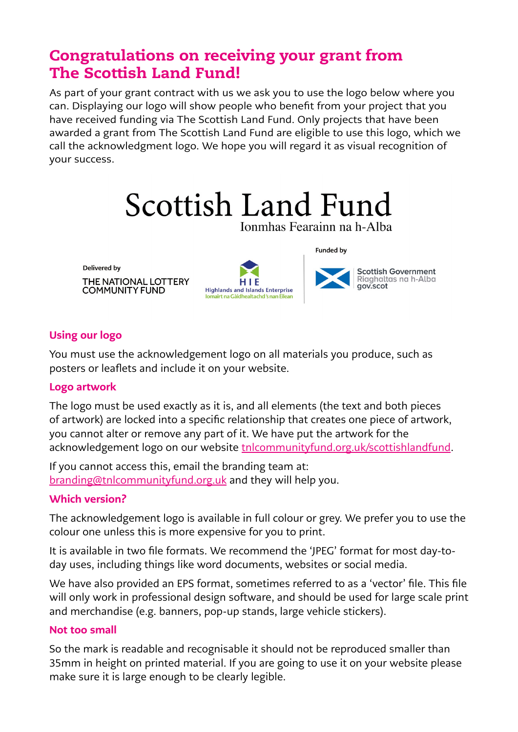# Congratulations on receiving your grant from The Scottish Land Fund!

As part of your grant contract with us we ask you to use the logo below where you can. Displaying our logo will show people who benefit from your project that you have received funding via The Scottish Land Fund. Only projects that have been awarded a grant from The Scottish Land Fund are eligible to use this logo, which we call the acknowledgment logo. We hope you will regard it as visual recognition of your success.

Scottish Land Fund
Ionmhas Fearainn na h-Alba

Delivered by
THE NATIONAL LOTTERY COMMUNITY FUND

HIE
Highlands and Islands Enterprise
Iomairt na Gàidhealtachd 's nan Eilean

Funded by
Scottish Government
Riaghaltas na h-Alba
gov.scot

## Using our logo

You must use the acknowledgement logo on all materials you produce, such as posters or leaflets and include it on your website.

## Logo artwork

The logo must be used exactly as it is, and all elements (the text and both pieces of artwork) are locked into a specific relationship that creates one piece of artwork, you cannot alter or remove any part of it. We have put the artwork for the acknowledgement logo on our website tnlcommunityfund.org.uk/scottishlandfund.

If you cannot access this, email the branding team at: branding@tnlcommunityfund.org.uk and they will help you.

## Which version?

The acknowledgement logo is available in full colour or grey. We prefer you to use the colour one unless this is more expensive for you to print.

It is available in two file formats. We recommend the 'JPEG' format for most day-to-day uses, including things like word documents, websites or social media.

We have also provided an EPS format, sometimes referred to as a 'vector' file. This file will only work in professional design software, and should be used for large scale print and merchandise (e.g. banners, pop-up stands, large vehicle stickers).

## Not too small

So the mark is readable and recognisable it should not be reproduced smaller than 35mm in height on printed material. If you are going to use it on your website please make sure it is large enough to be clearly legible.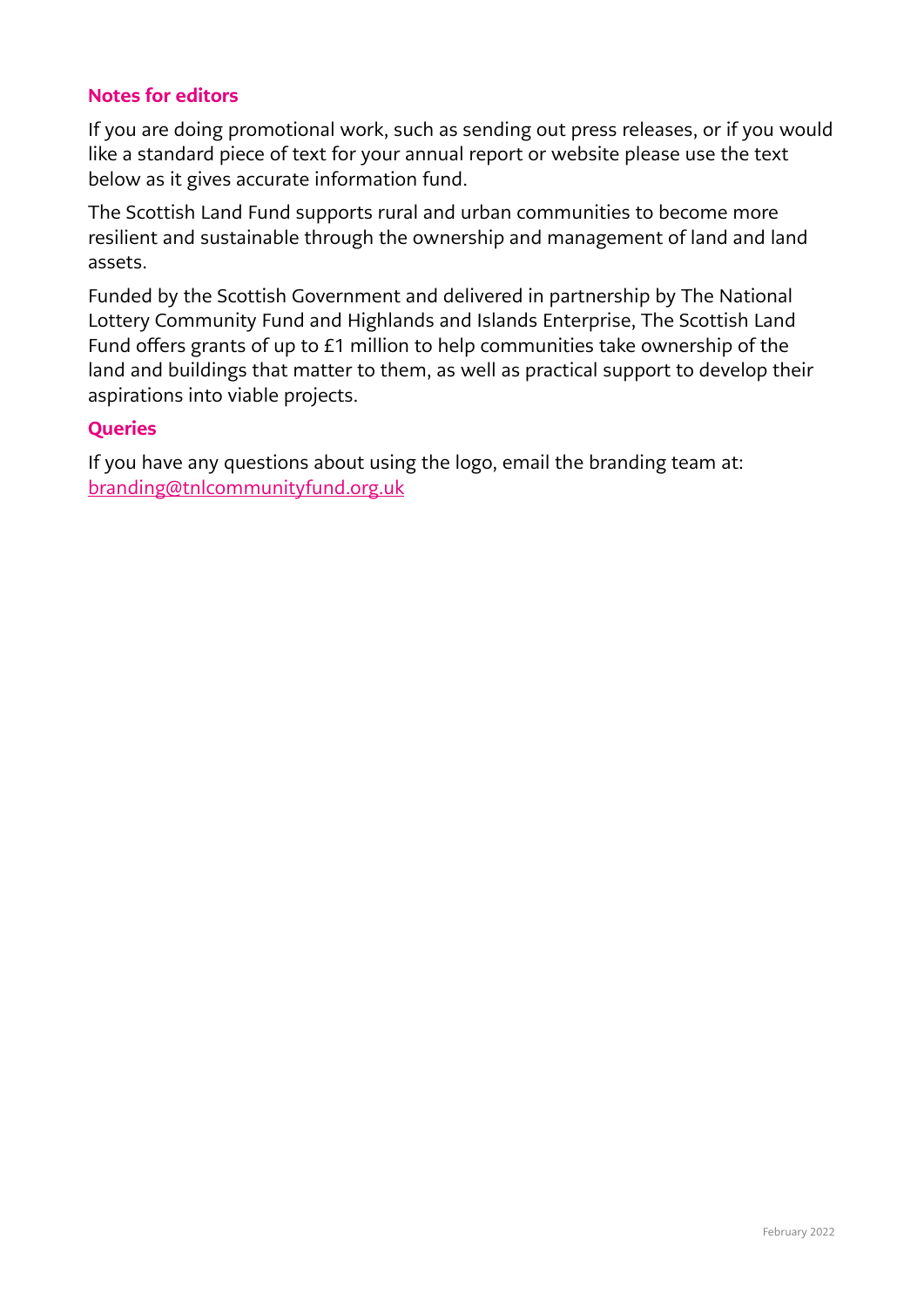## Notes for editors

If you are doing promotional work, such as sending out press releases, or if you would like a standard piece of text for your annual report or website please use the text below as it gives accurate information fund.

The Scottish Land Fund supports rural and urban communities to become more resilient and sustainable through the ownership and management of land and land assets.

Funded by the Scottish Government and delivered in partnership by The National Lottery Community Fund and Highlands and Islands Enterprise, The Scottish Land Fund offers grants of up to £1 million to help communities take ownership of the land and buildings that matter to them, as well as practical support to develop their aspirations into viable projects.

## Queries

If you have any questions about using the logo, email the branding team at: branding@tnlcommunityfund.org.uk

February 2022